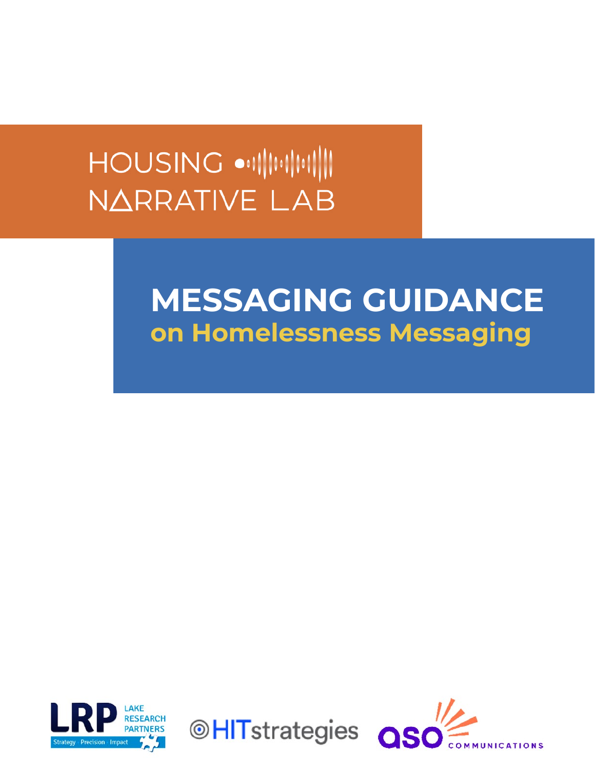HOUSING NARRATIVE LAB

# MESSAGING GUIDANCE

## on Homelessness Messaging

LRP LAKE RESEARCH PARTNERS Strategy · Precision · Impact

HITstrategies

aso COMMUNICATIONS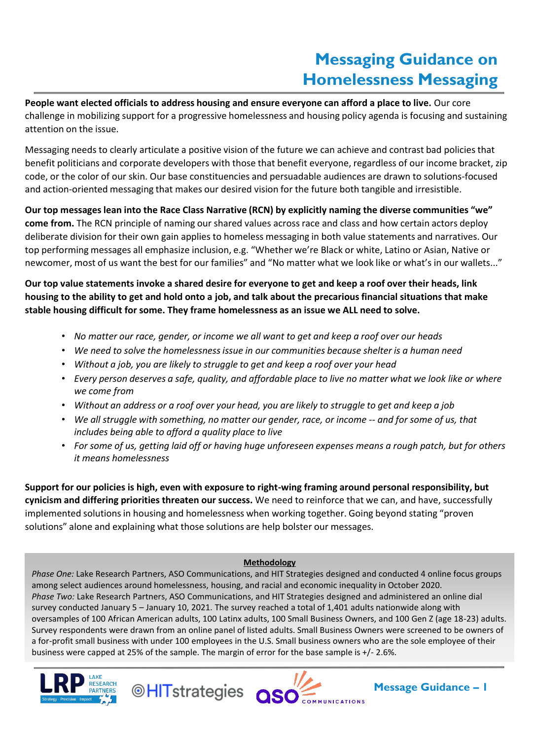# Messaging Guidance on Homelessness Messaging

**People want elected officials to address housing and ensure everyone can afford a place to live.** Our core challenge in mobilizing support for a progressive homelessness and housing policy agenda is focusing and sustaining attention on the issue.

Messaging needs to clearly articulate a positive vision of the future we can achieve and contrast bad policies that benefit politicians and corporate developers with those that benefit everyone, regardless of our income bracket, zip code, or the color of our skin. Our base constituencies and persuadable audiences are drawn to solutions-focused and action-oriented messaging that makes our desired vision for the future both tangible and irresistible.

**Our top messages lean into the Race Class Narrative (RCN) by explicitly naming the diverse communities "we" come from.** The RCN principle of naming our shared values across race and class and how certain actors deploy deliberate division for their own gain applies to homeless messaging in both value statements and narratives. Our top performing messages all emphasize inclusion, e.g. "Whether we're Black or white, Latino or Asian, Native or newcomer, most of us want the best for our families" and "No matter what we look like or what's in our wallets..."

**Our top value statements invoke a shared desire for everyone to get and keep a roof over their heads, link housing to the ability to get and hold onto a job, and talk about the precarious financial situations that make stable housing difficult for some. They frame homelessness as an issue we ALL need to solve.**

- *No matter our race, gender, or income we all want to get and keep a roof over our heads*
- *We need to solve the homelessness issue in our communities because shelter is a human need*
- *Without a job, you are likely to struggle to get and keep a roof over your head*
- *Every person deserves a safe, quality, and affordable place to live no matter what we look like or where we come from*
- *Without an address or a roof over your head, you are likely to struggle to get and keep a job*
- *We all struggle with something, no matter our gender, race, or income -- and for some of us, that includes being able to afford a quality place to live*
- *For some of us, getting laid off or having huge unforeseen expenses means a rough patch, but for others it means homelessness*

**Support for our policies is high, even with exposure to right-wing framing around personal responsibility, but cynicism and differing priorities threaten our success.** We need to reinforce that we can, and have, successfully implemented solutions in housing and homelessness when working together. Going beyond stating "proven solutions" alone and explaining what those solutions are help bolster our messages.

**Methodology**

*Phase One:* Lake Research Partners, ASO Communications, and HIT Strategies designed and conducted 4 online focus groups among select audiences around homelessness, housing, and racial and economic inequality in October 2020.
*Phase Two:* Lake Research Partners, ASO Communications, and HIT Strategies designed and administered an online dial survey conducted January 5 – January 10, 2021. The survey reached a total of 1,401 adults nationwide along with oversamples of 100 African American adults, 100 Latinx adults, 100 Small Business Owners, and 100 Gen Z (age 18-23) adults. Survey respondents were drawn from an online panel of listed adults. Small Business Owners were screened to be owners of a for-profit small business with under 100 employees in the U.S. Small business owners who are the sole employee of their business were capped at 25% of the sample. The margin of error for the base sample is +/- 2.6%.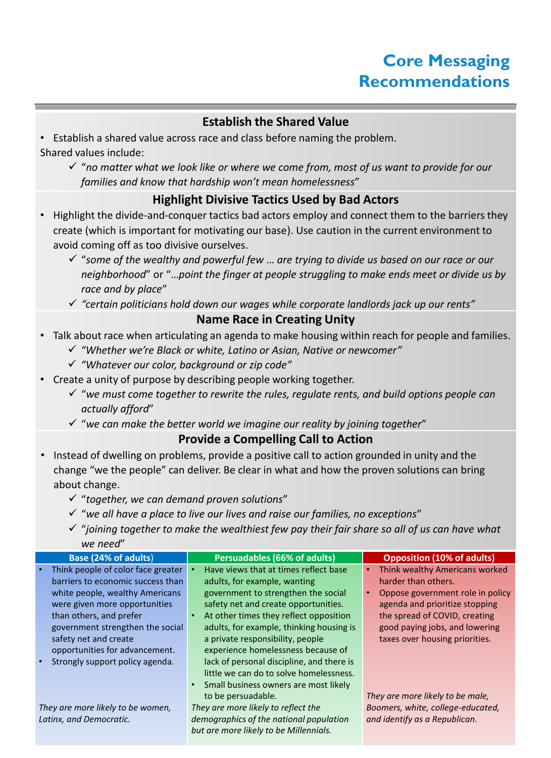# Core Messaging Recommendations

## Establish the Shared Value

- Establish a shared value across race and class before naming the problem.

Shared values include:

- ✓ "*no matter what we look like or where we come from, most of us want to provide for our families and know that hardship won't mean homelessness*"

## Highlight Divisive Tactics Used by Bad Actors

- Highlight the divide-and-conquer tactics bad actors employ and connect them to the barriers they create (which is important for motivating our base). Use caution in the current environment to avoid coming off as too divisive ourselves.
  - ✓ "*some of the wealthy and powerful few … are trying to divide us based on our race or our neighborhood*" or "*…point the finger at people struggling to make ends meet or divide us by race and by place*"
  - ✓ *"certain politicians hold down our wages while corporate landlords jack up our rents"*

## Name Race in Creating Unity

- Talk about race when articulating an agenda to make housing within reach for people and families.
  - ✓ *"Whether we're Black or white, Latino or Asian, Native or newcomer"*
  - ✓ *"Whatever our color, background or zip code"*
- Create a unity of purpose by describing people working together.
  - ✓ "*we must come together to rewrite the rules, regulate rents, and build options people can actually afford*"
  - ✓ "*we can make the better world we imagine our reality by joining together*"

## Provide a Compelling Call to Action

- Instead of dwelling on problems, provide a positive call to action grounded in unity and the change "we the people" can deliver. Be clear in what and how the proven solutions can bring about change.
  - ✓ "*together, we can demand proven solutions*"
  - ✓ "*we all have a place to live our lives and raise our families, no exceptions*"
  - ✓ "*joining together to make the wealthiest few pay their fair share so all of us can have what we need*"

| Base (24% of adults) | Persuadables (66% of adults) | Opposition (10% of adults) |
| --- | --- | --- |
| • Think people of color face greater barriers to economic success than white people, wealthy Americans were given more opportunities than others, and prefer government strengthen the social safety net and create opportunities for advancement.<br>• Strongly support policy agenda.<br><br>*They are more likely to be women, Latinx, and Democratic.* | • Have views that at times reflect base adults, for example, wanting government to strengthen the social safety net and create opportunities.<br>• At other times they reflect opposition adults, for example, thinking housing is a private responsibility, people experience homelessness because of lack of personal discipline, and there is little we can do to solve homelessness.<br>• Small business owners are most likely to be persuadable.<br><br>*They are more likely to reflect the demographics of the national population but are more likely to be Millennials.* | • Think wealthy Americans worked harder than others.<br>• Oppose government role in policy agenda and prioritize stopping the spread of COVID, creating good paying jobs, and lowering taxes over housing priorities.<br><br>*They are more likely to be male, Boomers, white, college-educated, and identify as a Republican.* |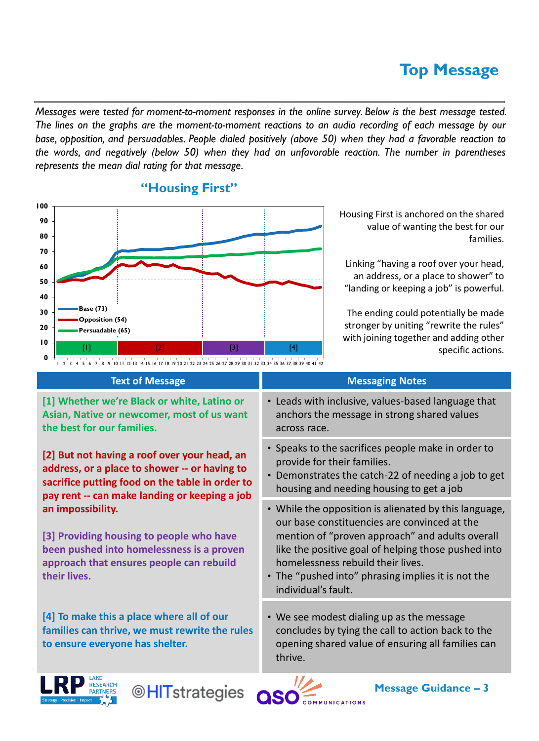# Top Message

*Messages were tested for moment-to-moment responses in the online survey. Below is the best message tested. The lines on the graphs are the moment-to-moment reactions to an audio recording of each message by our base, opposition, and persuadables. People dialed positively (above 50) when they had a favorable reaction to the words, and negatively (below 50) when they had an unfavorable reaction. The number in parentheses represents the mean dial rating for that message.*

## "Housing First"

- Base (73)
- Opposition (54)
- Persuadable (65)

Housing First is anchored on the shared value of wanting the best for our families.

Linking "having a roof over your head, an address, or a place to shower" to "landing or keeping a job" is powerful.

The ending could potentially be made stronger by uniting "rewrite the rules" with joining together and adding other specific actions.

| Text of Message | Messaging Notes |
| --- | --- |
| **[1] Whether we're Black or white, Latino or Asian, Native or newcomer, most of us want the best for our families.** | • Leads with inclusive, values-based language that anchors the message in strong shared values across race. |
| **[2] But not having a roof over your head, an address, or a place to shower -- or having to sacrifice putting food on the table in order to pay rent -- can make landing or keeping a job an impossibility.** | • Speaks to the sacrifices people make in order to provide for their families.<br>• Demonstrates the catch-22 of needing a job to get housing and needing housing to get a job |
| **[3] Providing housing to people who have been pushed into homelessness is a proven approach that ensures people can rebuild their lives.** | • While the opposition is alienated by this language, our base constituencies are convinced at the mention of "proven approach" and adults overall like the positive goal of helping those pushed into homelessness rebuild their lives.<br>• The "pushed into" phrasing implies it is not the individual's fault. |
| **[4] To make this a place where all of our families can thrive, we must rewrite the rules to ensure everyone has shelter.** | • We see modest dialing up as the message concludes by tying the call to action back to the opening shared value of ensuring all families can thrive. |

Message Guidance – 3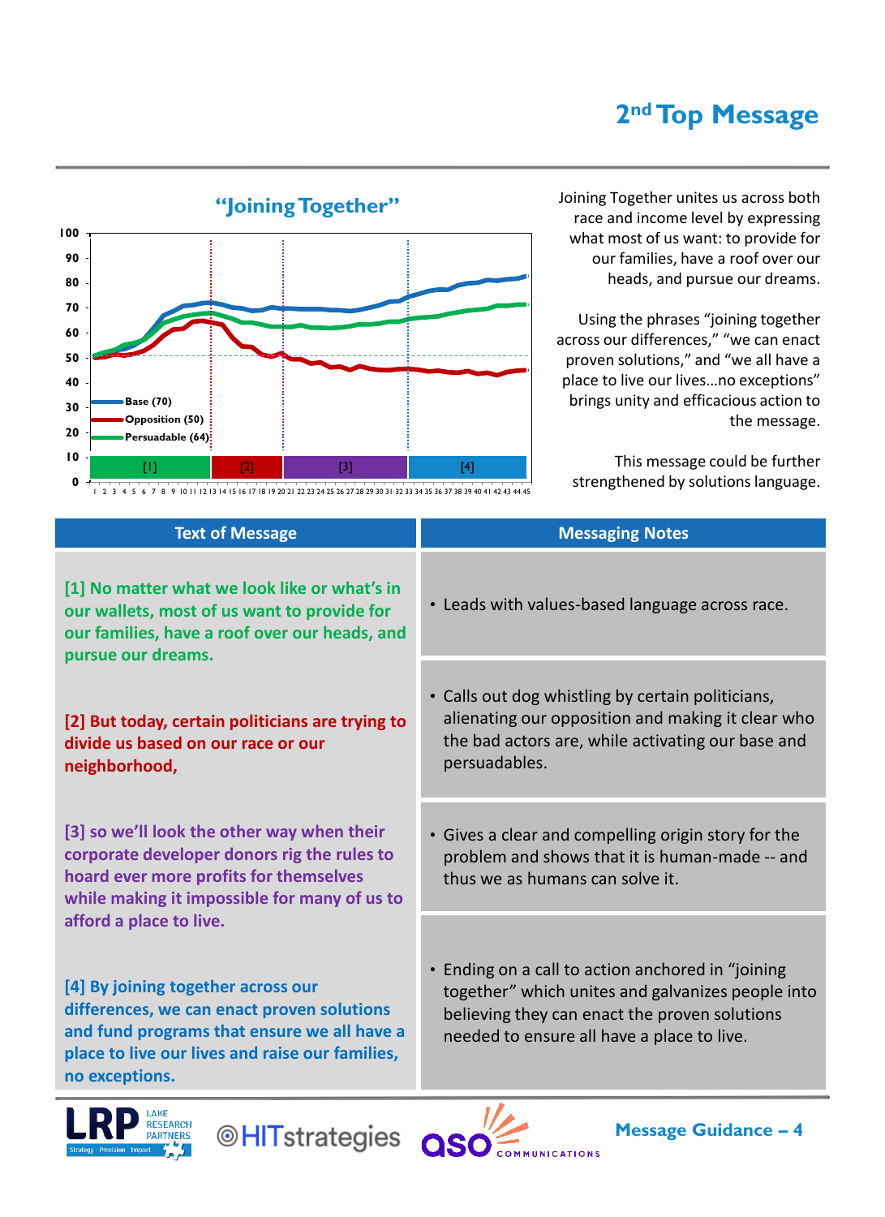# 2nd Top Message

## "Joining Together"

Base (70)
Opposition (50)
Persuadable (64)

[1] [2] [3] [4]

Joining Together unites us across both race and income level by expressing what most of us want: to provide for our families, have a roof over our heads, and pursue our dreams.

Using the phrases "joining together across our differences," "we can enact proven solutions," and "we all have a place to live our lives…no exceptions" brings unity and efficacious action to the message.

This message could be further strengthened by solutions language.

| Text of Message | Messaging Notes |
| --- | --- |
| **[1] No matter what we look like or what's in our wallets, most of us want to provide for our families, have a roof over our heads, and pursue our dreams.** | • Leads with values-based language across race. |
| **[2] But today, certain politicians are trying to divide us based on our race or our neighborhood,** | • Calls out dog whistling by certain politicians, alienating our opposition and making it clear who the bad actors are, while activating our base and persuadables. |
| **[3] so we'll look the other way when their corporate developer donors rig the rules to hoard ever more profits for themselves while making it impossible for many of us to afford a place to live.** | • Gives a clear and compelling origin story for the problem and shows that it is human-made -- and thus we as humans can solve it. |
| **[4] By joining together across our differences, we can enact proven solutions and fund programs that ensure we all have a place to live our lives and raise our families, no exceptions.** | • Ending on a call to action anchored in "joining together" which unites and galvanizes people into believing they can enact the proven solutions needed to ensure all have a place to live. |

Message Guidance – 4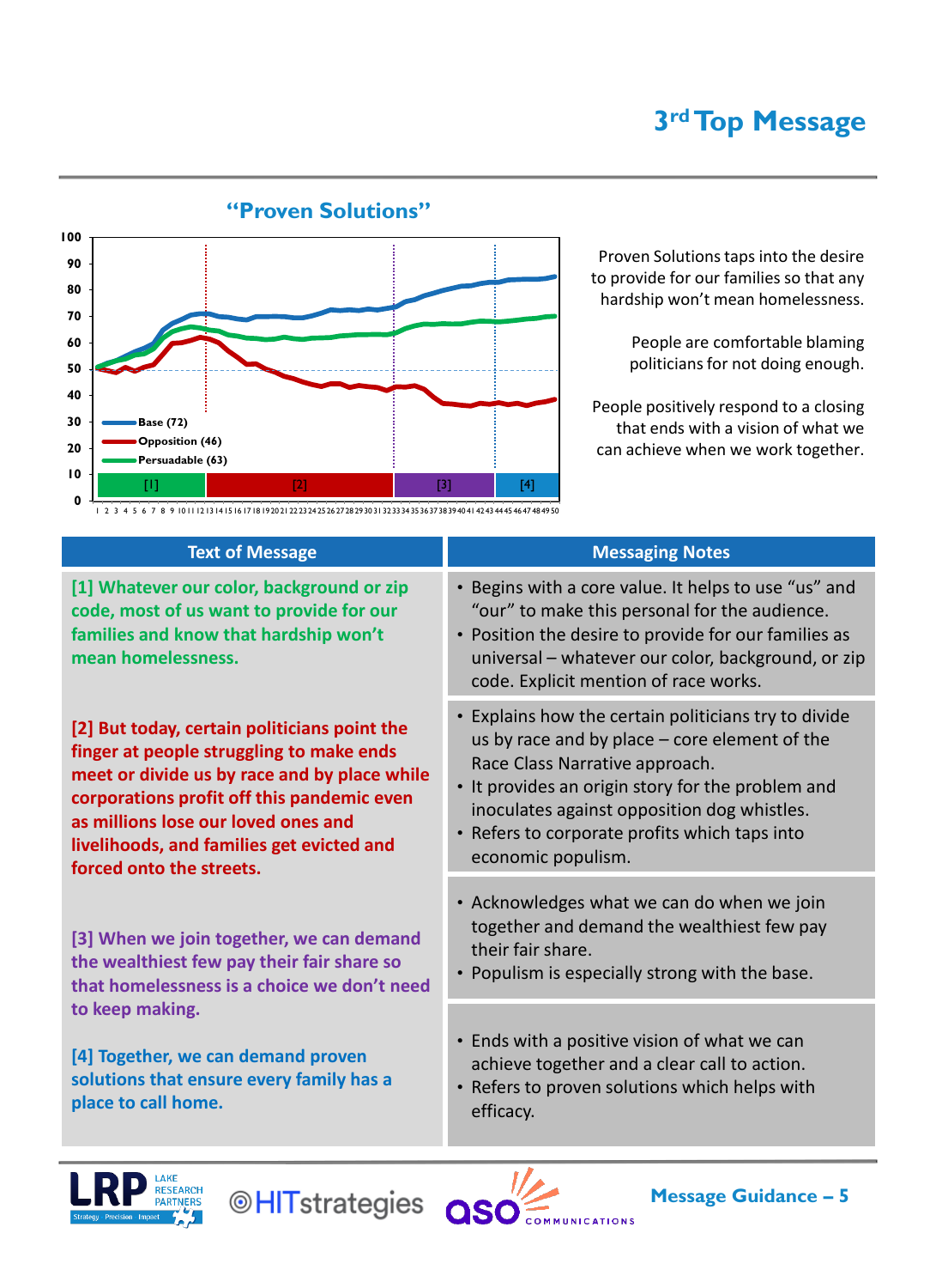# 3rd Top Message

## "Proven Solutions"

Base (72)
Opposition (46)
Persuadable (63)

[1] [2] [3] [4]

Proven Solutions taps into the desire to provide for our families so that any hardship won't mean homelessness.

People are comfortable blaming politicians for not doing enough.

People positively respond to a closing that ends with a vision of what we can achieve when we work together.

| Text of Message | Messaging Notes |
|---|---|
| **[1] Whatever our color, background or zip code, most of us want to provide for our families and know that hardship won't mean homelessness.** | • Begins with a core value. It helps to use "us" and "our" to make this personal for the audience.<br>• Position the desire to provide for our families as universal – whatever our color, background, or zip code. Explicit mention of race works. |
| **[2] But today, certain politicians point the finger at people struggling to make ends meet or divide us by race and by place while corporations profit off this pandemic even as millions lose our loved ones and livelihoods, and families get evicted and forced onto the streets.** | • Explains how the certain politicians try to divide us by race and by place – core element of the Race Class Narrative approach.<br>• It provides an origin story for the problem and inoculates against opposition dog whistles.<br>• Refers to corporate profits which taps into economic populism. |
| **[3] When we join together, we can demand the wealthiest few pay their fair share so that homelessness is a choice we don't need to keep making.** | • Acknowledges what we can do when we join together and demand the wealthiest few pay their fair share.<br>• Populism is especially strong with the base. |
| **[4] Together, we can demand proven solutions that ensure every family has a place to call home.** | • Ends with a positive vision of what we can achieve together and a clear call to action.<br>• Refers to proven solutions which helps with efficacy. |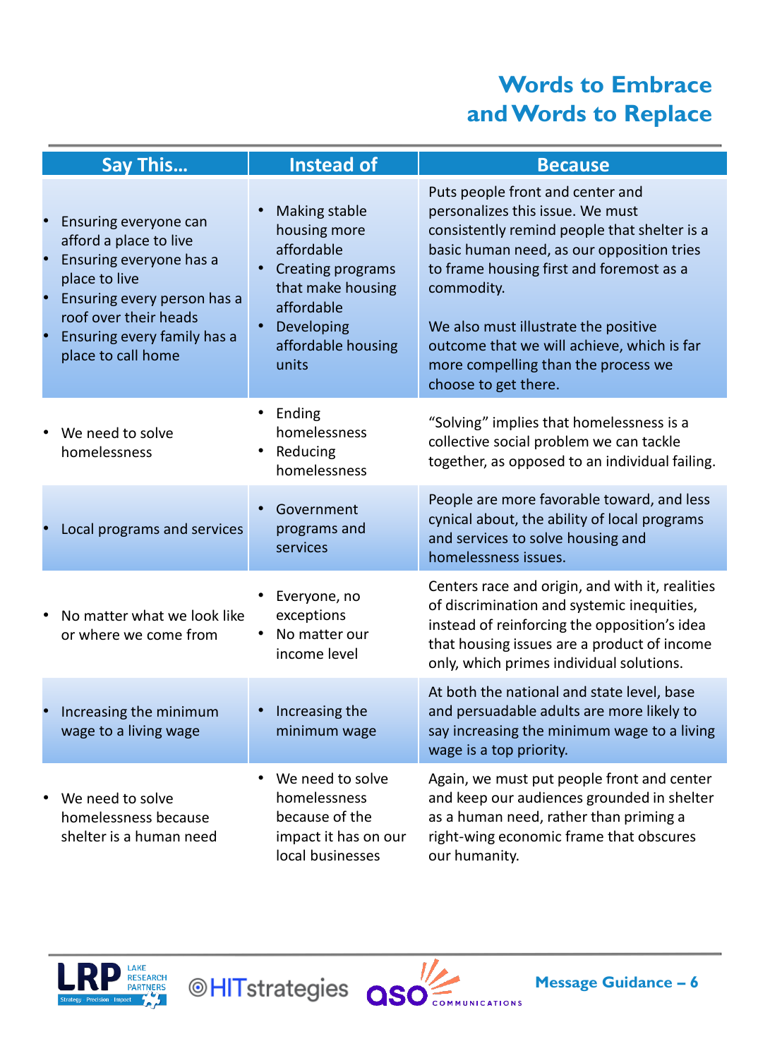# Words to Embrace and Words to Replace

| Say This... | Instead of | Because |
|---|---|---|
| • Ensuring everyone can afford a place to live<br>• Ensuring everyone has a place to live<br>• Ensuring every person has a roof over their heads<br>• Ensuring every family has a place to call home | • Making stable housing more affordable<br>• Creating programs that make housing affordable<br>• Developing affordable housing units | Puts people front and center and personalizes this issue. We must consistently remind people that shelter is a basic human need, as our opposition tries to frame housing first and foremost as a commodity.<br><br>We also must illustrate the positive outcome that we will achieve, which is far more compelling than the process we choose to get there. |
| • We need to solve homelessness | • Ending homelessness<br>• Reducing homelessness | "Solving" implies that homelessness is a collective social problem we can tackle together, as opposed to an individual failing. |
| • Local programs and services | • Government programs and services | People are more favorable toward, and less cynical about, the ability of local programs and services to solve housing and homelessness issues. |
| • No matter what we look like or where we come from | • Everyone, no exceptions<br>• No matter our income level | Centers race and origin, and with it, realities of discrimination and systemic inequities, instead of reinforcing the opposition's idea that housing issues are a product of income only, which primes individual solutions. |
| • Increasing the minimum wage to a living wage | • Increasing the minimum wage | At both the national and state level, base and persuadable adults are more likely to say increasing the minimum wage to a living wage is a top priority. |
| • We need to solve homelessness because shelter is a human need | • We need to solve homelessness because of the impact it has on our local businesses | Again, we must put people front and center and keep our audiences grounded in shelter as a human need, rather than priming a right-wing economic frame that obscures our humanity. |

LRP Lake Research Partners | HIT strategies | aso communications

Message Guidance – 6